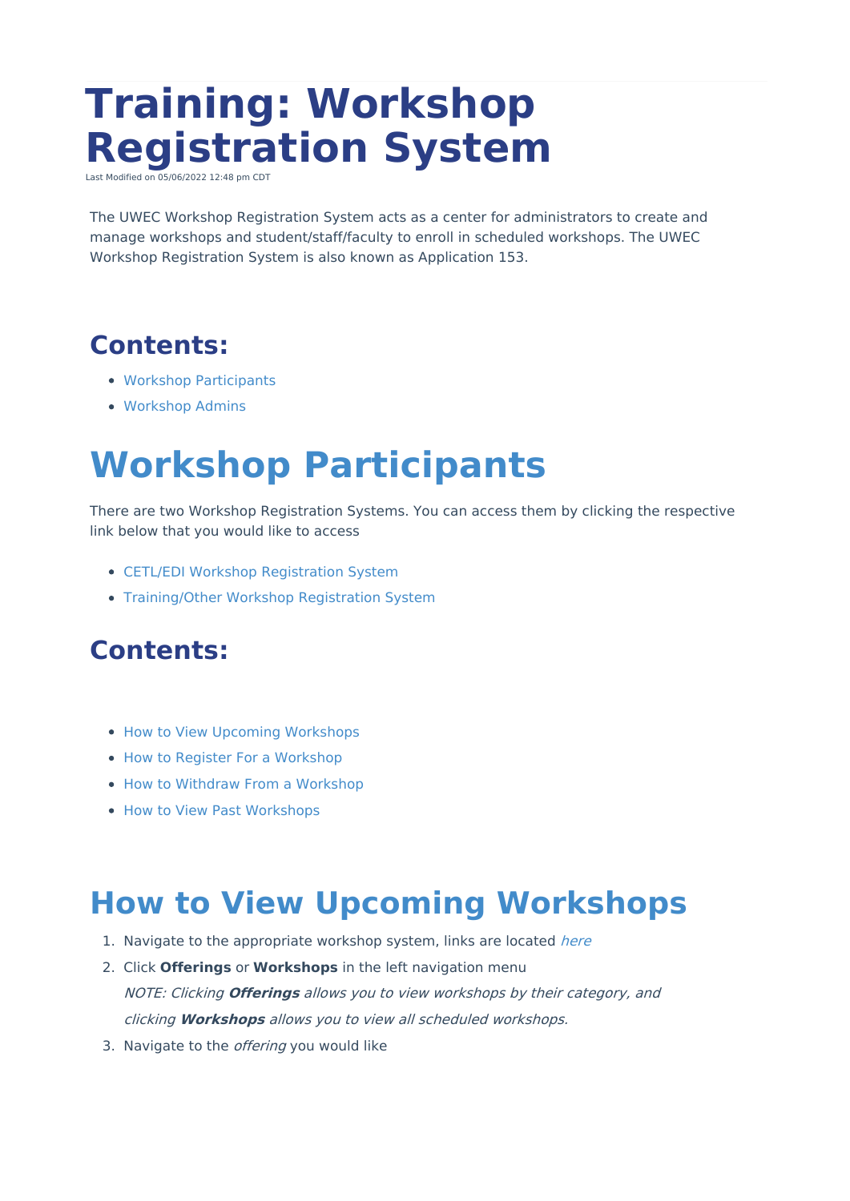# Training: Workshop Registration System

Last Modified on 05/06/2022 12:48 pm CDT

The UWEC Workshop Registration System acts as a center for administrators to create and manage workshops and student/staff/faculty to enroll in scheduled workshops. The UWEC Workshop Registration System is also known as Application 153.

## Contents:

- Workshop Participants
- Workshop Admins

# Workshop Participants

There are two Workshop Registration Systems. You can access them by clicking the respective link below that you would like to access

- CETL/EDI Workshop Registration System
- Training/Other Workshop Registration System

## Contents:

- How to View Upcoming Workshops
- How to Register For a Workshop
- How to Withdraw From a Workshop
- How to View Past Workshops

# How to View Upcoming Workshops

1. Navigate to the appropriate workshop system, links are located *here*
2. Click **Offerings** or **Workshops** in the left navigation menu
   *NOTE: Clicking **Offerings** allows you to view workshops by their category, and clicking **Workshops** allows you to view all scheduled workshops.*
3. Navigate to the *offering* you would like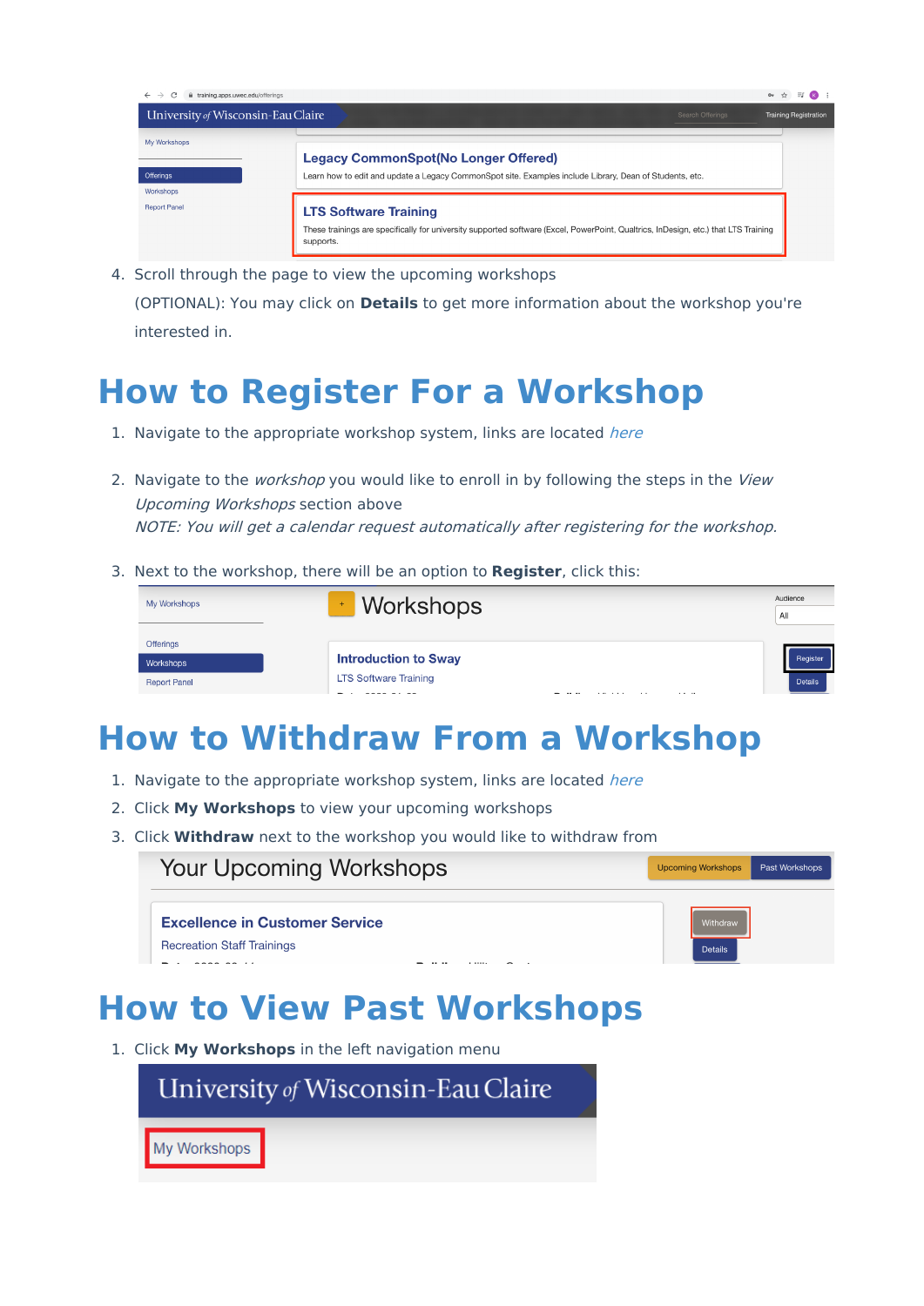4. Scroll through the page to view the upcoming workshops

   (OPTIONAL): You may click on **Details** to get more information about the workshop you're interested in.

# How to Register For a Workshop

1. Navigate to the appropriate workshop system, links are located *here*

2. Navigate to the *workshop* you would like to enroll in by following the steps in the *View Upcoming Workshops* section above
   *NOTE: You will get a calendar request automatically after registering for the workshop.*

3. Next to the workshop, there will be an option to **Register**, click this:

# How to Withdraw From a Workshop

1. Navigate to the appropriate workshop system, links are located *here*
2. Click **My Workshops** to view your upcoming workshops
3. Click **Withdraw** next to the workshop you would like to withdraw from

# How to View Past Workshops

1. Click **My Workshops** in the left navigation menu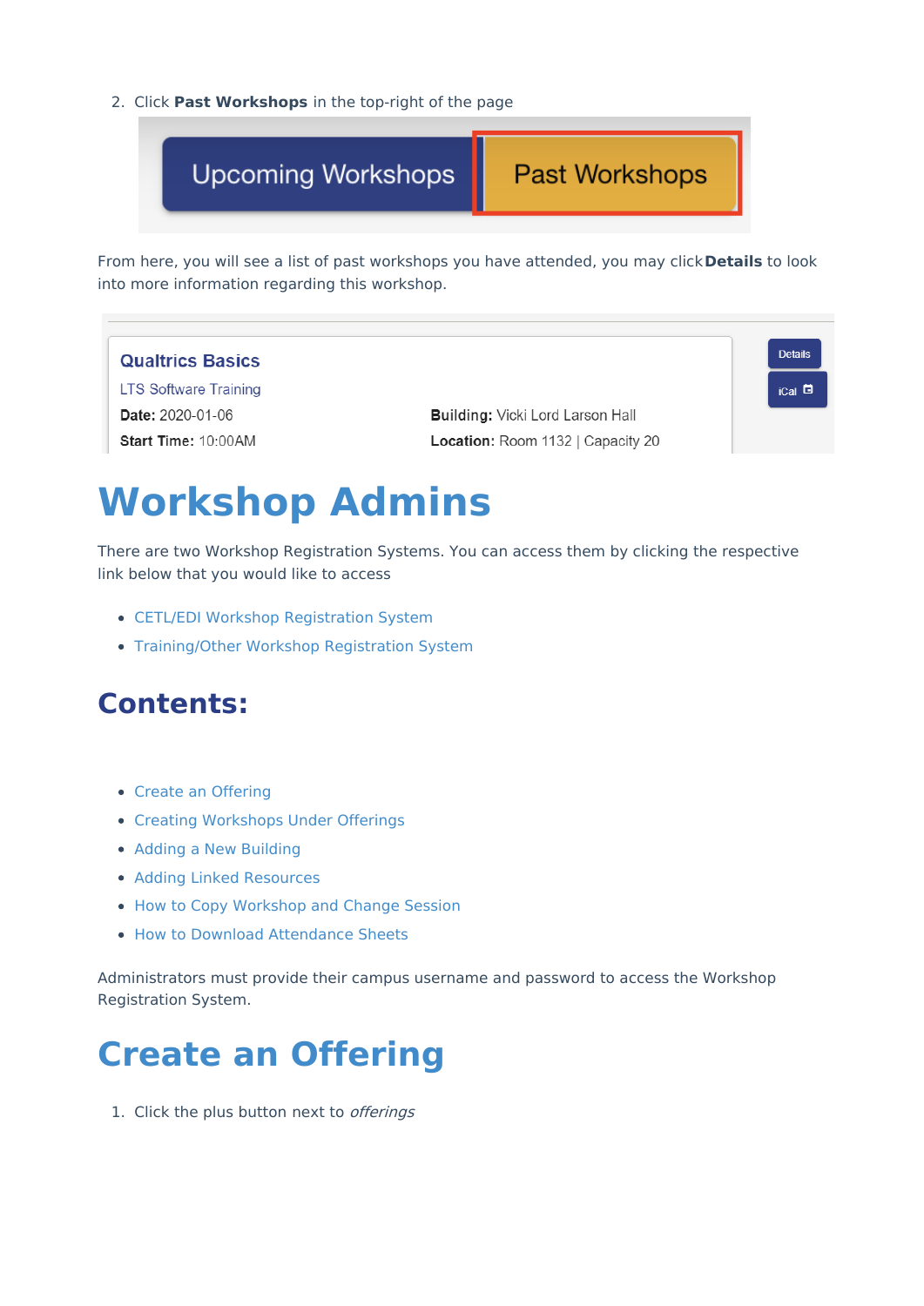2. Click **Past Workshops** in the top-right of the page

From here, you will see a list of past workshops you have attended, you may click **Details** to look into more information regarding this workshop.

# Workshop Admins

There are two Workshop Registration Systems. You can access them by clicking the respective link below that you would like to access

- CETL/EDI Workshop Registration System
- Training/Other Workshop Registration System

## Contents:

- Create an Offering
- Creating Workshops Under Offerings
- Adding a New Building
- Adding Linked Resources
- How to Copy Workshop and Change Session
- How to Download Attendance Sheets

Administrators must provide their campus username and password to access the Workshop Registration System.

# Create an Offering

1. Click the plus button next to *offerings*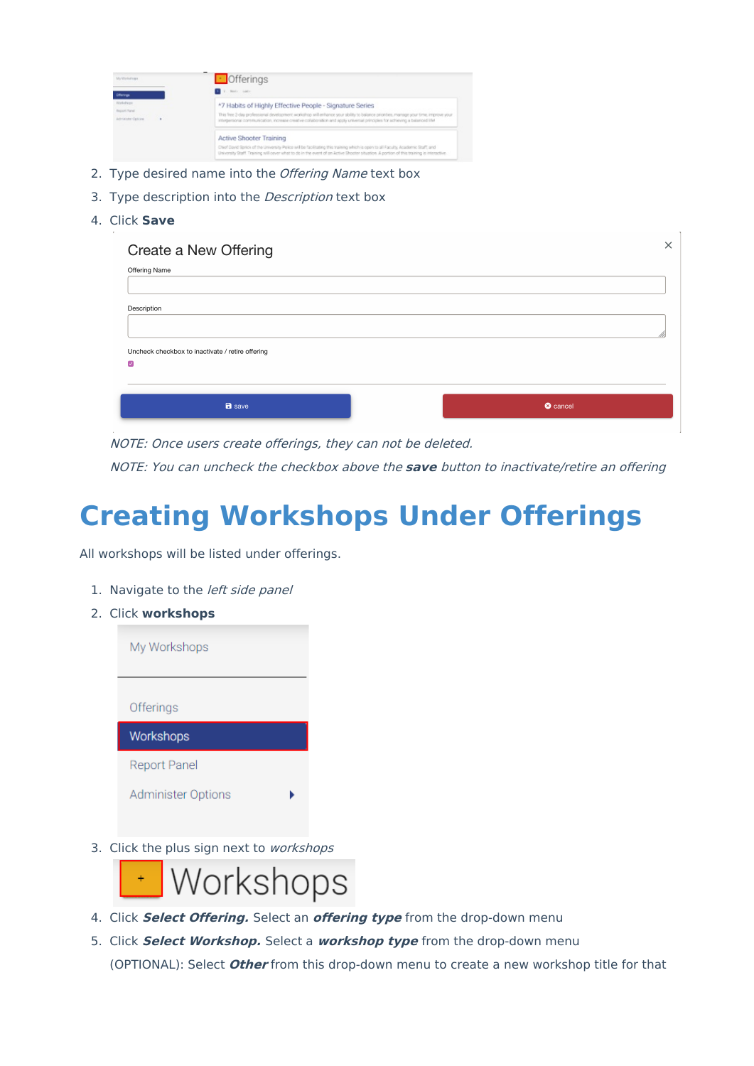2. Type desired name into the *Offering Name* text box
3. Type description into the *Description* text box
4. Click **Save**

*NOTE: Once users create offerings, they can not be deleted.*

*NOTE: You can uncheck the checkbox above the **save** button to inactivate/retire an offering*

# Creating Workshops Under Offerings

All workshops will be listed under offerings.

1. Navigate to the *left side panel*
2. Click **workshops**
3. Click the plus sign next to *workshops*
4. Click ***Select Offering.*** Select an ***offering type*** from the drop-down menu
5. Click ***Select Workshop.*** Select a ***workshop type*** from the drop-down menu

   (OPTIONAL): Select ***Other*** from this drop-down menu to create a new workshop title for that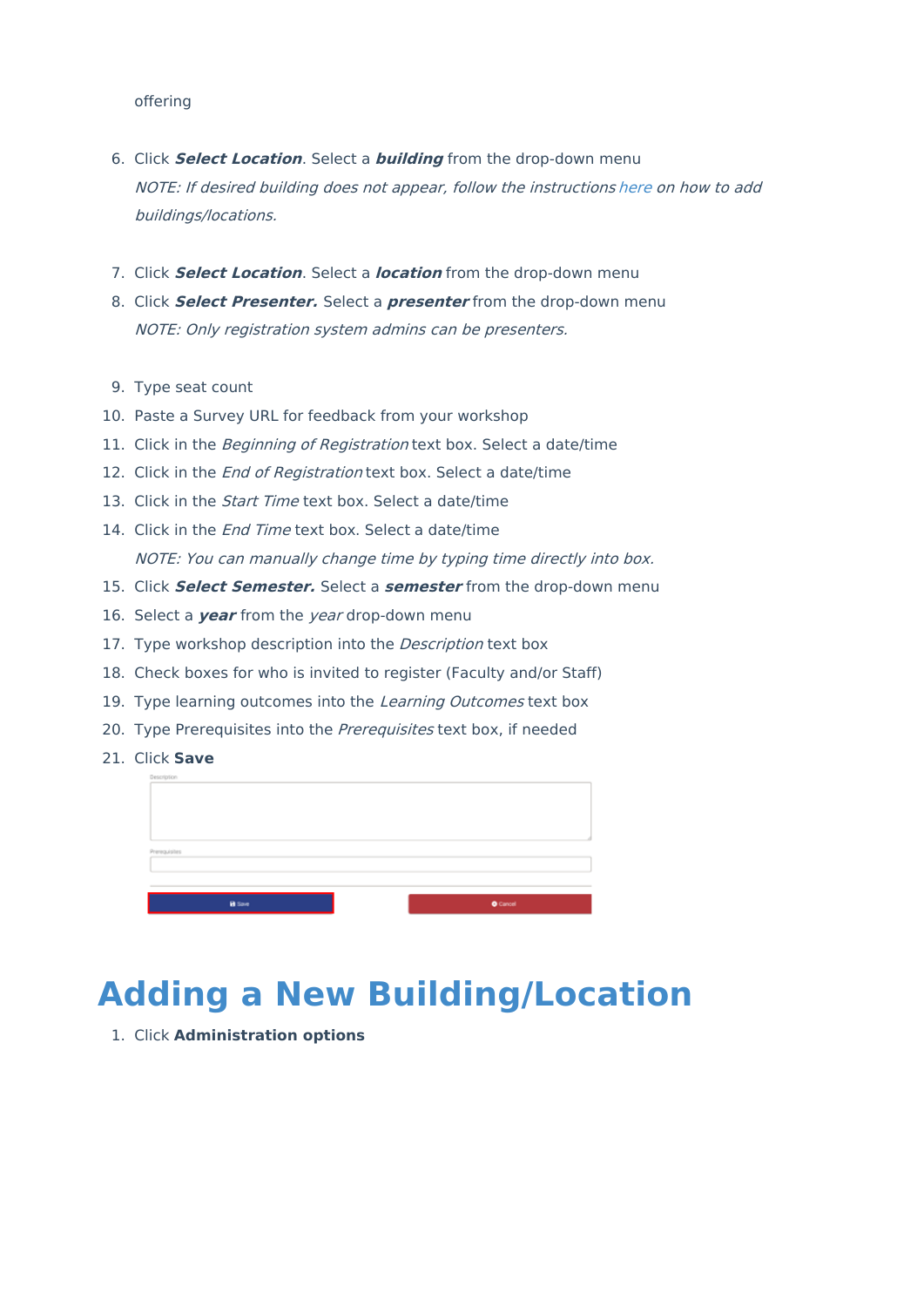offering

6. Click ***Select Location***. Select a ***building*** from the drop-down menu
   *NOTE: If desired building does not appear, follow the instructions here on how to add buildings/locations.*

7. Click ***Select Location***. Select a ***location*** from the drop-down menu
8. Click ***Select Presenter.*** Select a ***presenter*** from the drop-down menu
   *NOTE: Only registration system admins can be presenters.*

9. Type seat count
10. Paste a Survey URL for feedback from your workshop
11. Click in the *Beginning of Registration* text box. Select a date/time
12. Click in the *End of Registration* text box. Select a date/time
13. Click in the *Start Time* text box. Select a date/time
14. Click in the *End Time* text box. Select a date/time
    *NOTE: You can manually change time by typing time directly into box.*
15. Click ***Select Semester.*** Select a ***semester*** from the drop-down menu
16. Select a ***year*** from the *year* drop-down menu
17. Type workshop description into the *Description* text box
18. Check boxes for who is invited to register (Faculty and/or Staff)
19. Type learning outcomes into the *Learning Outcomes* text box
20. Type Prerequisites into the *Prerequisites* text box, if needed
21. Click **Save**

# Adding a New Building/Location

1. Click **Administration options**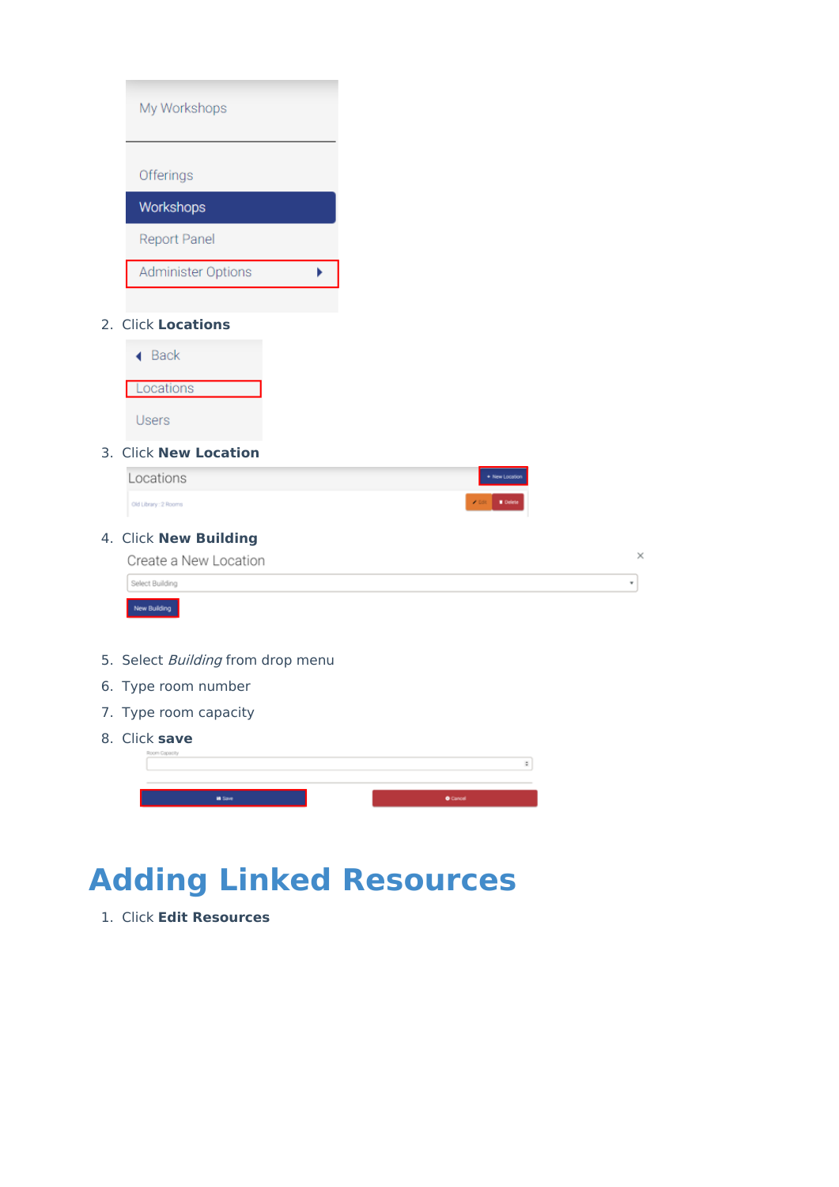2. Click **Locations**
3. Click **New Location**
4. Click **New Building**
5. Select *Building* from drop menu
6. Type room number
7. Type room capacity
8. Click **save**

# Adding Linked Resources

1. Click **Edit Resources**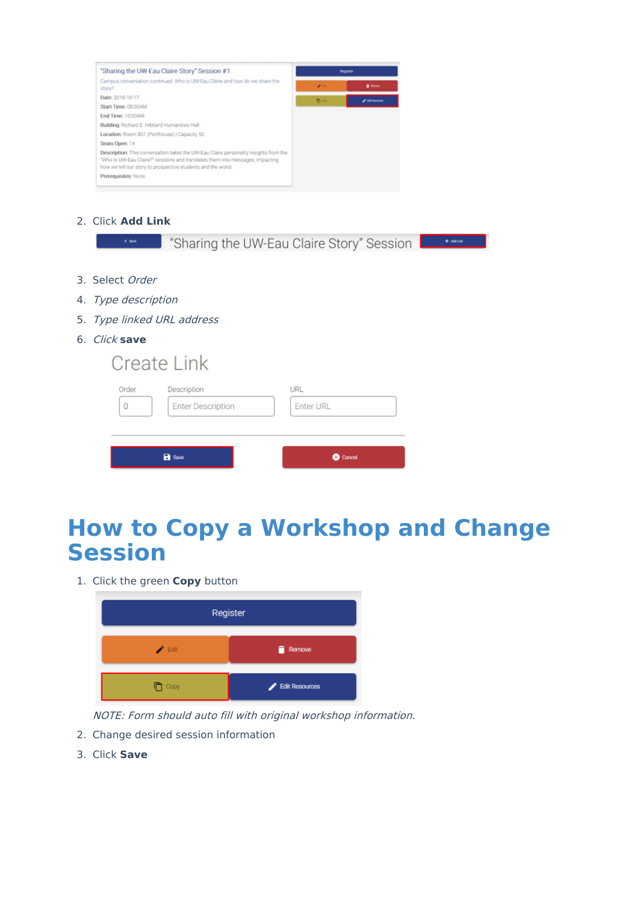2. Click **Add Link**

3. Select *Order*
4. *Type description*
5. *Type linked URL address*
6. *Click* **save**

# How to Copy a Workshop and Change Session

1. Click the green **Copy** button

   *NOTE: Form should auto fill with original workshop information.*

2. Change desired session information
3. Click **Save**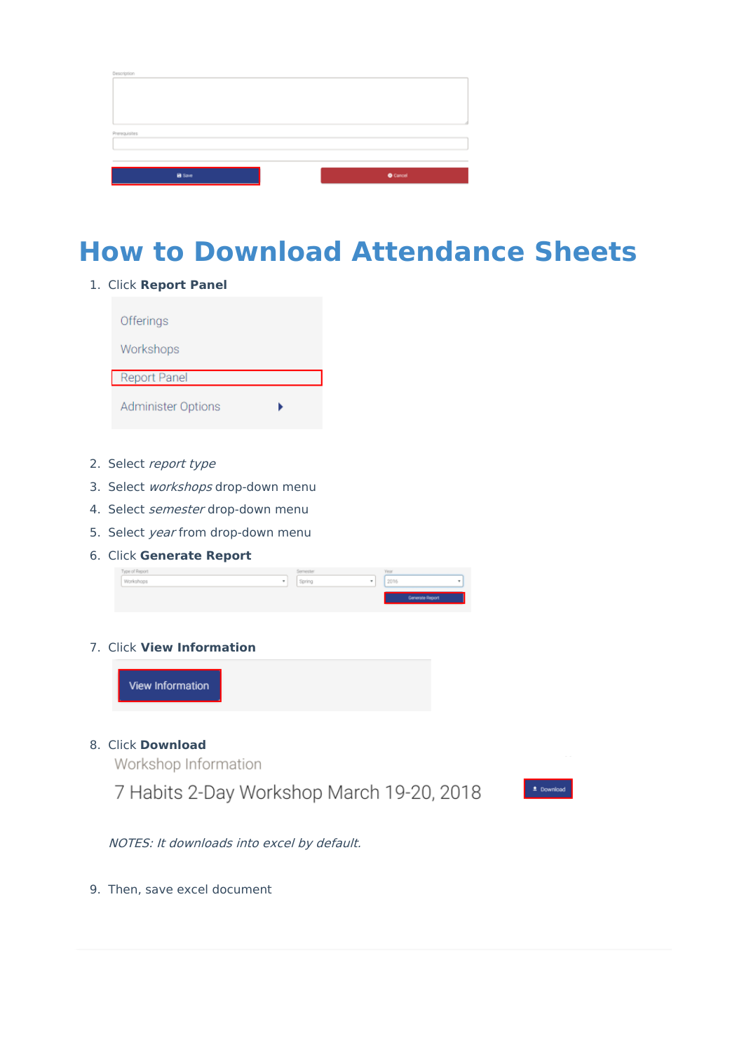# How to Download Attendance Sheets

1. Click **Report Panel**
2. Select *report type*
3. Select *workshops* drop-down menu
4. Select *semester* drop-down menu
5. Select *year* from drop-down menu
6. Click **Generate Report**
7. Click **View Information**
8. Click **Download**

*NOTES: It downloads into excel by default.*

9. Then, save excel document